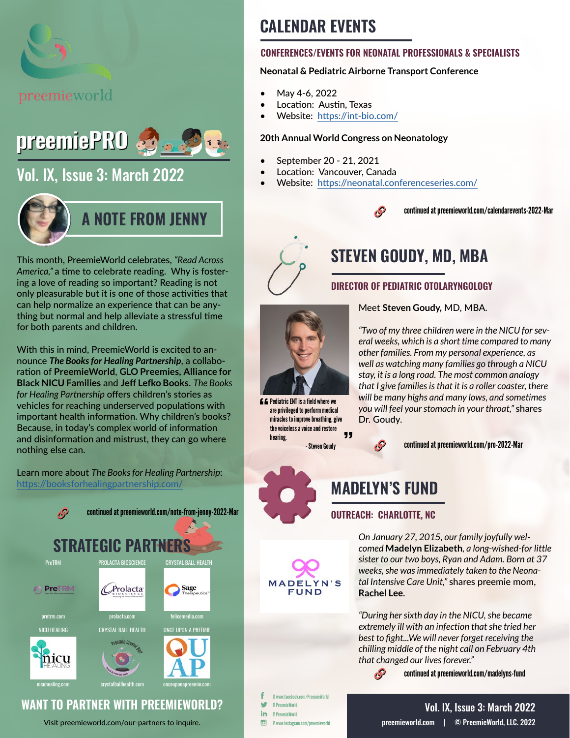preemieworld

# preemiePRO

## Vol. IX, Issue 3: March 2022

## A NOTE FROM JENNY

This month, PreemieWorld celebrates, *"Read Across America,"* a time to celebrate reading. Why is fostering a love of reading so important? Reading is not only pleasurable but it is one of those activities that can help normalize an experience that can be anything but normal and help alleviate a stressful time for both parents and children.

With this in mind, PreemieWorld is excited to announce ***The Books for Healing Partnership***, a collaboration of **PreemieWorld**, **GLO Preemies**, **Alliance for Black NICU Families** and **Jeff Lefko Books**. *The Books for Healing Partnership* offers children's stories as vehicles for reaching underserved populations with important health information. Why children's books? Because, in today's complex world of information and disinformation and mistrust, they can go where nothing else can.

Learn more about *The Books for Healing Partnership*: https://booksforhealingpartnership.com/

continued at preemieworld.com/note-from-jenny-2022-Mar

## STRATEGIC PARTNERS

| PreTRM | PROLACTA BIOSCIENCE | CRYSTAL BALL HEALTH |
|---|---|---|
| pretrm.com | prolacta.com | felicemedia.com |

| NICU HEALING | CRYSTAL BALL HEALTH | ONCE UPON A PREEMIE |
|---|---|---|
| nicuhealing.com | crystalballhealth.com | onceuponapreemie.com |

## WANT TO PARTNER WITH PREEMIEWORLD?

Visit preemieworld.com/our-partners to inquire.

# CALENDAR EVENTS

### CONFERENCES/EVENTS FOR NEONATAL PROFESSIONALS & SPECIALISTS

**Neonatal & Pediatric Airborne Transport Conference**

- May 4-6, 2022
- Location: Austin, Texas
- Website: https://int-bio.com/

**20th Annual World Congress on Neonatology**

- September 20 - 21, 2021
- Location: Vancouver, Canada
- Website: https://neonatal.conferenceseries.com/

continued at preemieworld.com/calendarevents-2022-Mar

## STEVEN GOUDY, MD, MBA

### DIRECTOR OF PEDIATRIC OTOLARYNGOLOGY

Meet **Steven Goudy,** MD, MBA.

*"Two of my three children were in the NICU for several weeks, which is a short time compared to many other families. From my personal experience, as well as watching many families go through a NICU stay, it is a long road. The most common analogy that I give families is that it is a roller coaster, there will be many highs and many lows, and sometimes you will feel your stomach in your throat,"* shares Dr. Goudy.

> "Pediatric ENT is a field where we are privileged to perform medical miracles to improve breathing, give the voiceless a voice and restore hearing."
> - Steven Goudy

continued at preemieworld.com/pro-2022-Mar

## MADELYN'S FUND

### OUTREACH: CHARLOTTE, NC

*On January 27, 2015, our family joyfully welcomed* **Madelyn Elizabeth**, *a long-wished-for little sister to our two boys, Ryan and Adam. Born at 37 weeks, she was immediately taken to the Neonatal Intensive Care Unit,"* shares preemie mom, **Rachel Lee**.

*"During her sixth day in the NICU, she became extremely ill with an infection that she tried her best to fight...We will never forget receiving the chilling middle of the night call on February 4th that changed our lives forever."*

continued at preemieworld.com/madelyns-fund

@www.facebook.com/PreemieWorld
@PreemieWorld
@PreemieWorld
@www.instagram.com/preemieworld

preemieworld.com | © PreemieWorld, LLC. 2022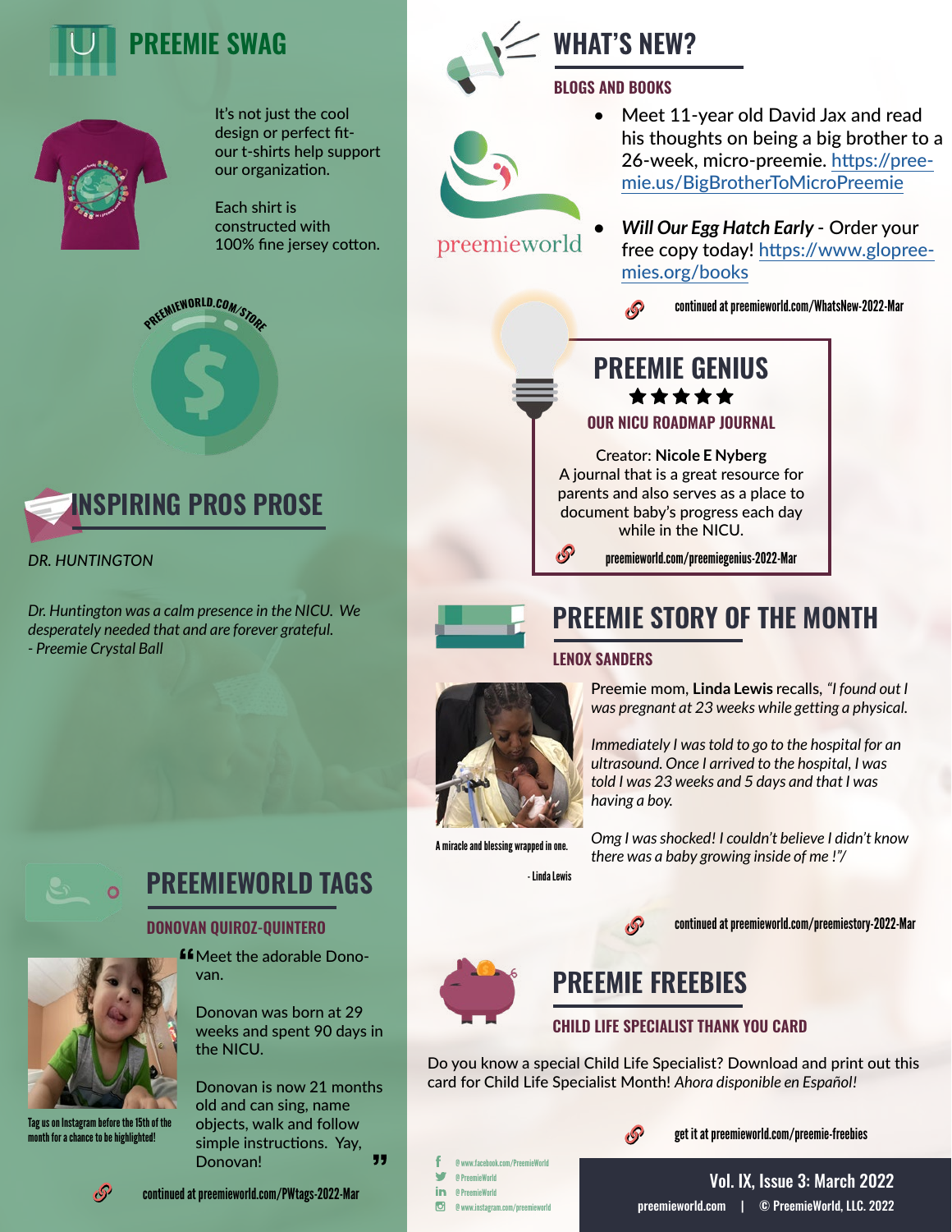# PREEMIE SWAG

It's not just the cool design or perfect fit-our t-shirts help support our organization.

Each shirt is constructed with 100% fine jersey cotton.

PREEMIEWORLD.COM/STORE

## INSPIRING PROS PROSE

*DR. HUNTINGTON*

*Dr. Huntington was a calm presence in the NICU. We desperately needed that and are forever grateful.*
*- Preemie Crystal Ball*

## PREEMIEWORLD TAGS

### DONOVAN QUIROZ-QUINTERO

"Meet the adorable Donovan.

Donovan was born at 29 weeks and spent 90 days in the NICU.

Donovan is now 21 months old and can sing, name objects, walk and follow simple instructions. Yay, Donovan!"

Tag us on Instagram before the 15th of the month for a chance to be highlighted!

continued at preemieworld.com/PWtags-2022-Mar

## WHAT'S NEW?

### BLOGS AND BOOKS

- Meet 11-year old David Jax and read his thoughts on being a big brother to a 26-week, micro-preemie. https://preemie.us/BigBrotherToMicroPreemie
- *Will Our Egg Hatch Early* - Order your free copy today! https://www.glopreemies.org/books

continued at preemieworld.com/WhatsNew-2022-Mar

preemieworld

## PREEMIE GENIUS

★★★★★

### OUR NICU ROADMAP JOURNAL

Creator: **Nicole E Nyberg**
A journal that is a great resource for parents and also serves as a place to document baby's progress each day while in the NICU.

preemieworld.com/preemiegenius-2022-Mar

## PREEMIE STORY OF THE MONTH

### LENOX SANDERS

Preemie mom, **Linda Lewis** recalls, *"I found out I was pregnant at 23 weeks while getting a physical.*

*Immediately I was told to go to the hospital for an ultrasound. Once I arrived to the hospital, I was told I was 23 weeks and 5 days and that I was having a boy.*

*Omg I was shocked! I couldn't believe I didn't know there was a baby growing inside of me !"/*

A miracle and blessing wrapped in one.

- Linda Lewis

continued at preemieworld.com/preemiestory-2022-Mar

## PREEMIE FREEBIES

### CHILD LIFE SPECIALIST THANK YOU CARD

Do you know a special Child Life Specialist? Download and print out this card for Child Life Specialist Month! *Ahora disponible en Español!*

get it at preemieworld.com/preemie-freebies

@www.facebook.com/PreemieWorld
@PreemieWorld
@PreemieWorld
@www.instagram.com/preemieworld

Vol. IX, Issue 3: March 2022

preemieworld.com | © PreemieWorld, LLC. 2022